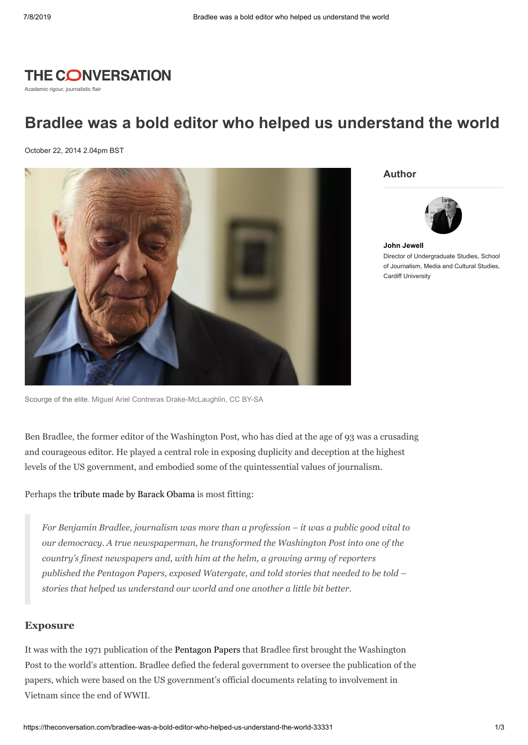THE CONVERSATION

Academic rigour, journalistic flair

# Bradlee was a bold editor who helped us understand the world

October 22, 2014 2.04pm BST

Scourge of the elite. Miguel Ariel Contreras Drake-McLaughlin, CC BY-SA

**Author**

**John Jewell**
Director of Undergraduate Studies, School of Journalism, Media and Cultural Studies, Cardiff University

Ben Bradlee, the former editor of the Washington Post, who has died at the age of 93 was a crusading and courageous editor. He played a central role in exposing duplicity and deception at the highest levels of the US government, and embodied some of the quintessential values of journalism.

Perhaps the tribute made by Barack Obama is most fitting:

> *For Benjamin Bradlee, journalism was more than a profession – it was a public good vital to our democracy. A true newspaperman, he transformed the Washington Post into one of the country's finest newspapers and, with him at the helm, a growing army of reporters published the Pentagon Papers, exposed Watergate, and told stories that needed to be told – stories that helped us understand our world and one another a little bit better.*

## Exposure

It was with the 1971 publication of the Pentagon Papers that Bradlee first brought the Washington Post to the world's attention. Bradlee defied the federal government to oversee the publication of the papers, which were based on the US government's official documents relating to involvement in Vietnam since the end of WWII.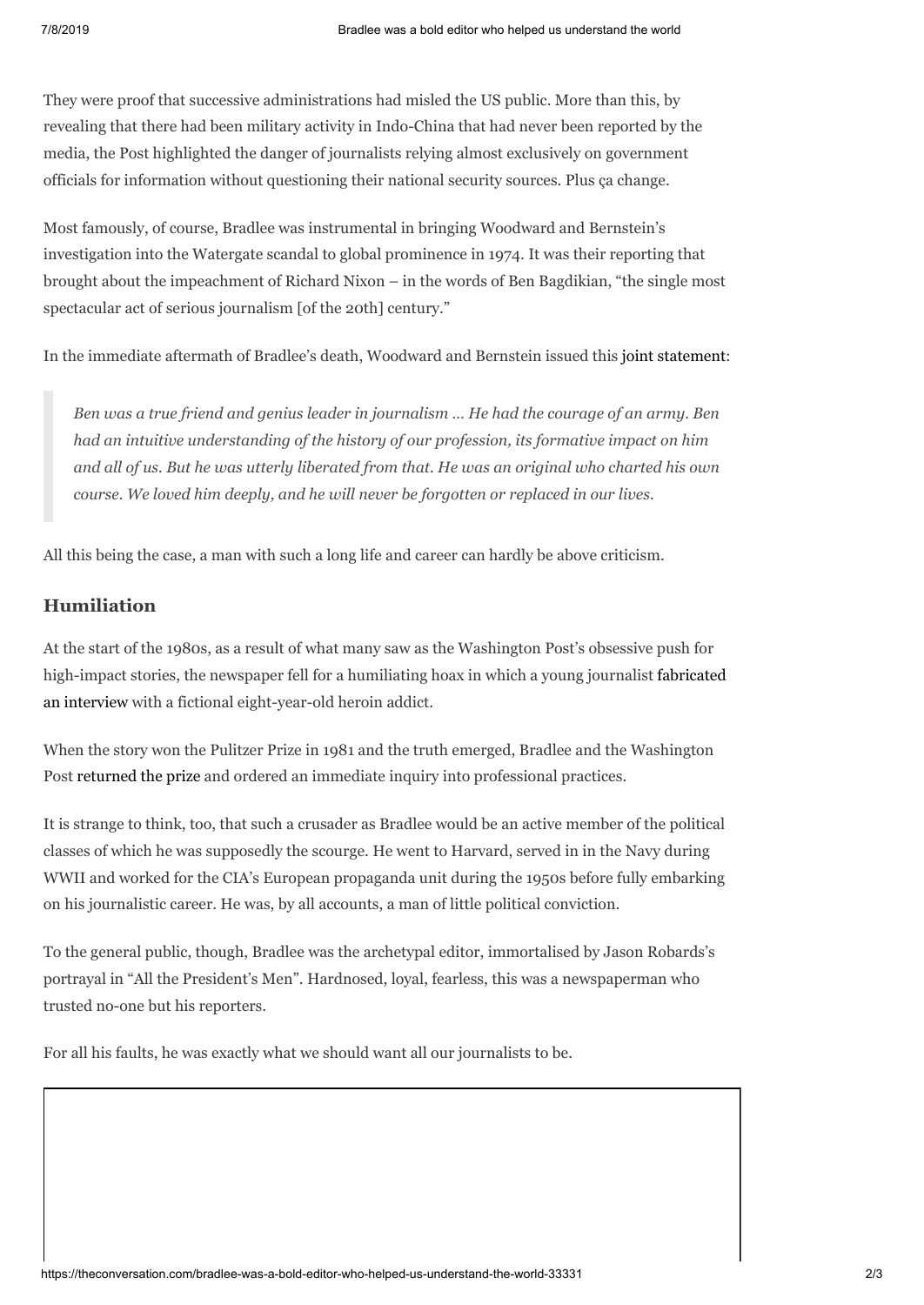They were proof that successive administrations had misled the US public. More than this, by revealing that there had been military activity in Indo-China that had never been reported by the media, the Post highlighted the danger of journalists relying almost exclusively on government officials for information without questioning their national security sources. Plus ça change.

Most famously, of course, Bradlee was instrumental in bringing Woodward and Bernstein's investigation into the Watergate scandal to global prominence in 1974. It was their reporting that brought about the impeachment of Richard Nixon – in the words of Ben Bagdikian, "the single most spectacular act of serious journalism [of the 20th] century."

In the immediate aftermath of Bradlee's death, Woodward and Bernstein issued this joint statement:

> *Ben was a true friend and genius leader in journalism … He had the courage of an army. Ben had an intuitive understanding of the history of our profession, its formative impact on him and all of us. But he was utterly liberated from that. He was an original who charted his own course. We loved him deeply, and he will never be forgotten or replaced in our lives.*

All this being the case, a man with such a long life and career can hardly be above criticism.

## Humiliation

At the start of the 1980s, as a result of what many saw as the Washington Post's obsessive push for high-impact stories, the newspaper fell for a humiliating hoax in which a young journalist fabricated an interview with a fictional eight-year-old heroin addict.

When the story won the Pulitzer Prize in 1981 and the truth emerged, Bradlee and the Washington Post returned the prize and ordered an immediate inquiry into professional practices.

It is strange to think, too, that such a crusader as Bradlee would be an active member of the political classes of which he was supposedly the scourge. He went to Harvard, served in in the Navy during WWII and worked for the CIA's European propaganda unit during the 1950s before fully embarking on his journalistic career. He was, by all accounts, a man of little political conviction.

To the general public, though, Bradlee was the archetypal editor, immortalised by Jason Robards's portrayal in "All the President's Men". Hardnosed, loyal, fearless, this was a newspaperman who trusted no-one but his reporters.

For all his faults, he was exactly what we should want all our journalists to be.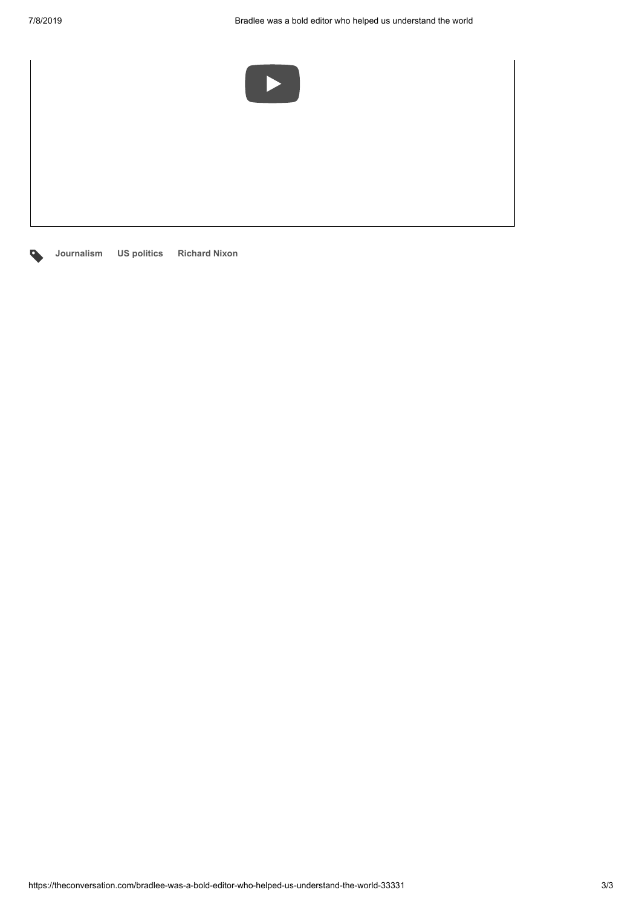Journalism US politics Richard Nixon